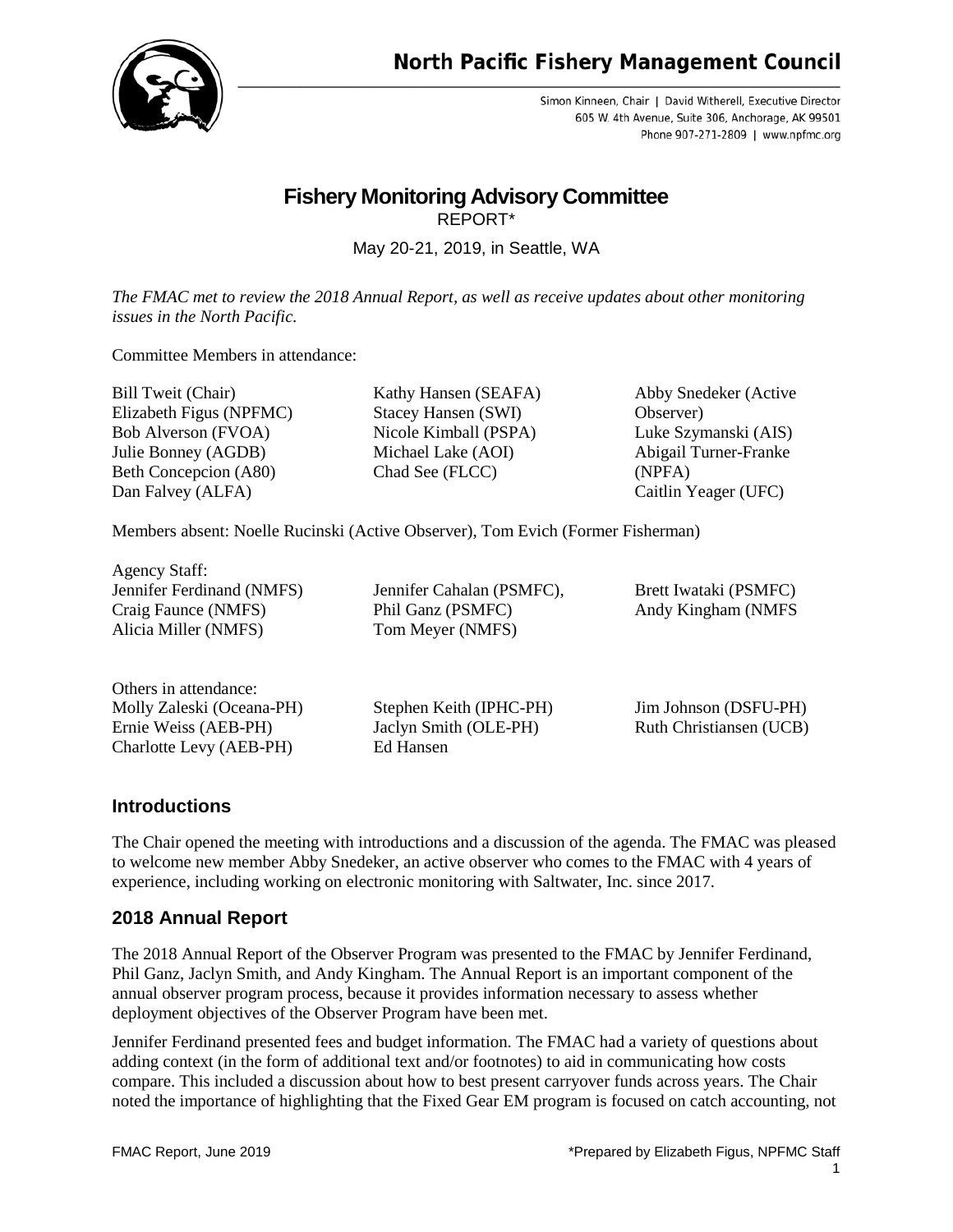# North Pacific Fishery Management Council

Simon Kinneen, Chair | David Witherell, Executive Director
605 W. 4th Avenue, Suite 306, Anchorage, AK 99501
Phone 907-271-2809 | www.npfmc.org

## Fishery Monitoring Advisory Committee

REPORT*

May 20-21, 2019, in Seattle, WA

*The FMAC met to review the 2018 Annual Report, as well as receive updates about other monitoring issues in the North Pacific.*

Committee Members in attendance:

Bill Tweit (Chair)
Elizabeth Figus (NPFMC)
Bob Alverson (FVOA)
Julie Bonney (AGDB)
Beth Concepcion (A80)
Dan Falvey (ALFA)
Kathy Hansen (SEAFA)
Stacey Hansen (SWI)
Nicole Kimball (PSPA)
Michael Lake (AOI)
Chad See (FLCC)
Abby Snedeker (Active Observer)
Luke Szymanski (AIS)
Abigail Turner-Franke (NPFA)
Caitlin Yeager (UFC)

Members absent: Noelle Rucinski (Active Observer), Tom Evich (Former Fisherman)

Agency Staff:
Jennifer Ferdinand (NMFS)
Craig Faunce (NMFS)
Alicia Miller (NMFS)
Jennifer Cahalan (PSMFC),
Phil Ganz (PSMFC)
Tom Meyer (NMFS)
Brett Iwataki (PSMFC)
Andy Kingham (NMFS

Others in attendance:
Molly Zaleski (Oceana-PH)
Ernie Weiss (AEB-PH)
Charlotte Levy (AEB-PH)
Stephen Keith (IPHC-PH)
Jaclyn Smith (OLE-PH)
Ed Hansen
Jim Johnson (DSFU-PH)
Ruth Christiansen (UCB)

## Introductions

The Chair opened the meeting with introductions and a discussion of the agenda. The FMAC was pleased to welcome new member Abby Snedeker, an active observer who comes to the FMAC with 4 years of experience, including working on electronic monitoring with Saltwater, Inc. since 2017.

## 2018 Annual Report

The 2018 Annual Report of the Observer Program was presented to the FMAC by Jennifer Ferdinand, Phil Ganz, Jaclyn Smith, and Andy Kingham. The Annual Report is an important component of the annual observer program process, because it provides information necessary to assess whether deployment objectives of the Observer Program have been met.

Jennifer Ferdinand presented fees and budget information. The FMAC had a variety of questions about adding context (in the form of additional text and/or footnotes) to aid in communicating how costs compare. This included a discussion about how to best present carryover funds across years. The Chair noted the importance of highlighting that the Fixed Gear EM program is focused on catch accounting, not

*Prepared by Elizabeth Figus, NPFMC Staff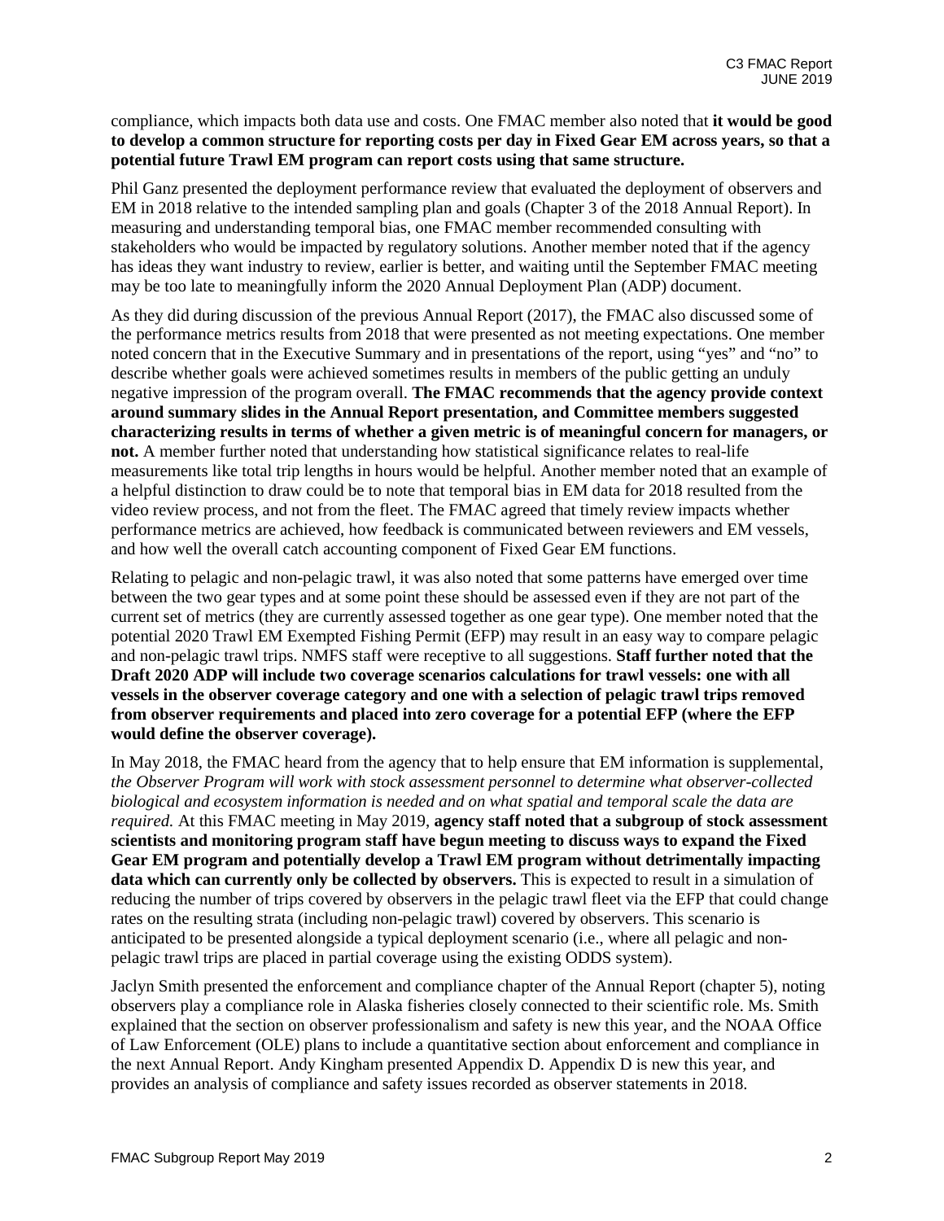compliance, which impacts both data use and costs. One FMAC member also noted that **it would be good to develop a common structure for reporting costs per day in Fixed Gear EM across years, so that a potential future Trawl EM program can report costs using that same structure.**

Phil Ganz presented the deployment performance review that evaluated the deployment of observers and EM in 2018 relative to the intended sampling plan and goals (Chapter 3 of the 2018 Annual Report). In measuring and understanding temporal bias, one FMAC member recommended consulting with stakeholders who would be impacted by regulatory solutions. Another member noted that if the agency has ideas they want industry to review, earlier is better, and waiting until the September FMAC meeting may be too late to meaningfully inform the 2020 Annual Deployment Plan (ADP) document.

As they did during discussion of the previous Annual Report (2017), the FMAC also discussed some of the performance metrics results from 2018 that were presented as not meeting expectations. One member noted concern that in the Executive Summary and in presentations of the report, using "yes" and "no" to describe whether goals were achieved sometimes results in members of the public getting an unduly negative impression of the program overall. **The FMAC recommends that the agency provide context around summary slides in the Annual Report presentation, and Committee members suggested characterizing results in terms of whether a given metric is of meaningful concern for managers, or not.** A member further noted that understanding how statistical significance relates to real-life measurements like total trip lengths in hours would be helpful. Another member noted that an example of a helpful distinction to draw could be to note that temporal bias in EM data for 2018 resulted from the video review process, and not from the fleet. The FMAC agreed that timely review impacts whether performance metrics are achieved, how feedback is communicated between reviewers and EM vessels, and how well the overall catch accounting component of Fixed Gear EM functions.

Relating to pelagic and non-pelagic trawl, it was also noted that some patterns have emerged over time between the two gear types and at some point these should be assessed even if they are not part of the current set of metrics (they are currently assessed together as one gear type). One member noted that the potential 2020 Trawl EM Exempted Fishing Permit (EFP) may result in an easy way to compare pelagic and non-pelagic trawl trips. NMFS staff were receptive to all suggestions. **Staff further noted that the Draft 2020 ADP will include two coverage scenarios calculations for trawl vessels: one with all vessels in the observer coverage category and one with a selection of pelagic trawl trips removed from observer requirements and placed into zero coverage for a potential EFP (where the EFP would define the observer coverage).**

In May 2018, the FMAC heard from the agency that to help ensure that EM information is supplemental, *the Observer Program will work with stock assessment personnel to determine what observer-collected biological and ecosystem information is needed and on what spatial and temporal scale the data are required.* At this FMAC meeting in May 2019, **agency staff noted that a subgroup of stock assessment scientists and monitoring program staff have begun meeting to discuss ways to expand the Fixed Gear EM program and potentially develop a Trawl EM program without detrimentally impacting data which can currently only be collected by observers.** This is expected to result in a simulation of reducing the number of trips covered by observers in the pelagic trawl fleet via the EFP that could change rates on the resulting strata (including non-pelagic trawl) covered by observers. This scenario is anticipated to be presented alongside a typical deployment scenario (i.e., where all pelagic and non-pelagic trawl trips are placed in partial coverage using the existing ODDS system).

Jaclyn Smith presented the enforcement and compliance chapter of the Annual Report (chapter 5), noting observers play a compliance role in Alaska fisheries closely connected to their scientific role. Ms. Smith explained that the section on observer professionalism and safety is new this year, and the NOAA Office of Law Enforcement (OLE) plans to include a quantitative section about enforcement and compliance in the next Annual Report. Andy Kingham presented Appendix D. Appendix D is new this year, and provides an analysis of compliance and safety issues recorded as observer statements in 2018.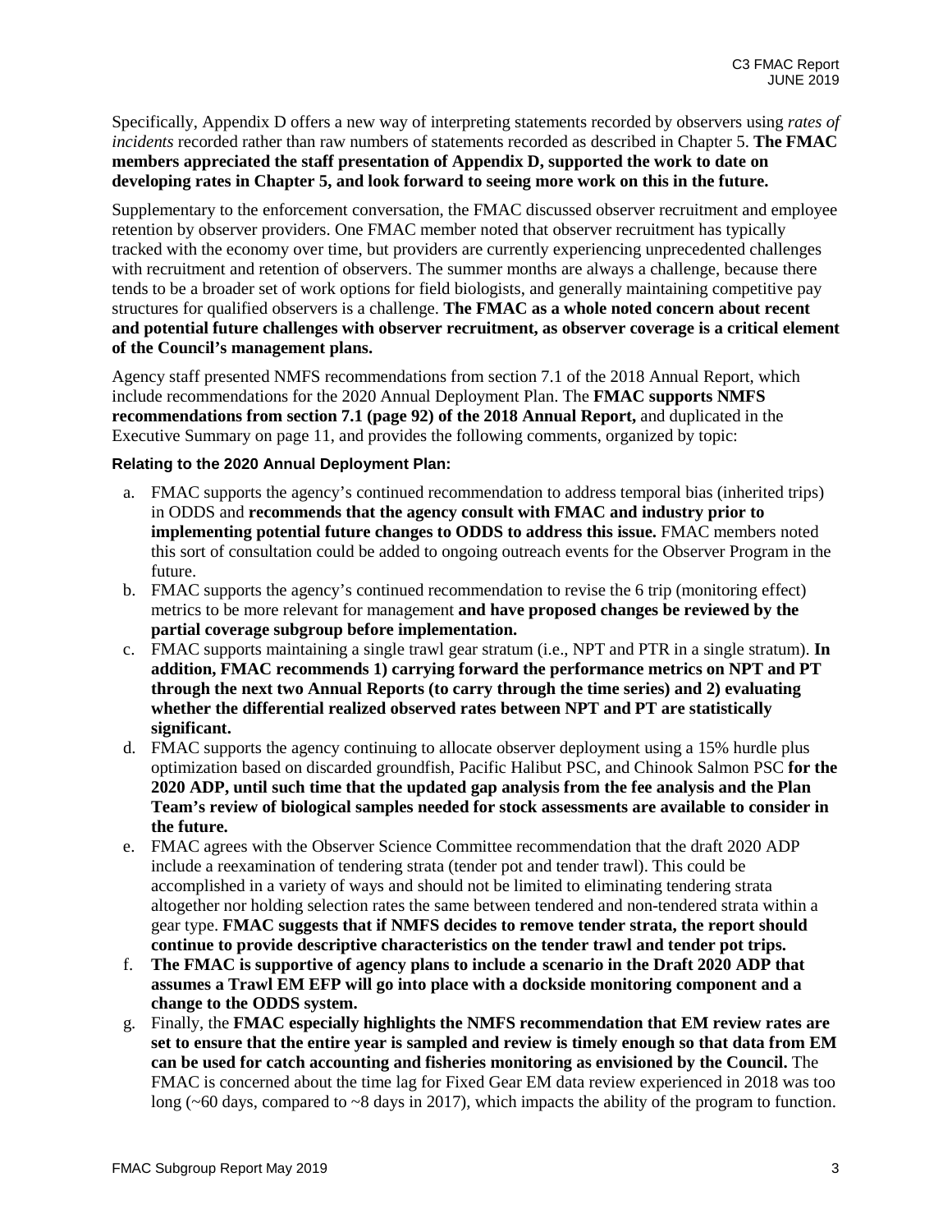Specifically, Appendix D offers a new way of interpreting statements recorded by observers using *rates of incidents* recorded rather than raw numbers of statements recorded as described in Chapter 5. **The FMAC members appreciated the staff presentation of Appendix D, supported the work to date on developing rates in Chapter 5, and look forward to seeing more work on this in the future.**

Supplementary to the enforcement conversation, the FMAC discussed observer recruitment and employee retention by observer providers. One FMAC member noted that observer recruitment has typically tracked with the economy over time, but providers are currently experiencing unprecedented challenges with recruitment and retention of observers. The summer months are always a challenge, because there tends to be a broader set of work options for field biologists, and generally maintaining competitive pay structures for qualified observers is a challenge. **The FMAC as a whole noted concern about recent and potential future challenges with observer recruitment, as observer coverage is a critical element of the Council's management plans.**

Agency staff presented NMFS recommendations from section 7.1 of the 2018 Annual Report, which include recommendations for the 2020 Annual Deployment Plan. The **FMAC supports NMFS recommendations from section 7.1 (page 92) of the 2018 Annual Report,** and duplicated in the Executive Summary on page 11, and provides the following comments, organized by topic:

**Relating to the 2020 Annual Deployment Plan:**

a. FMAC supports the agency's continued recommendation to address temporal bias (inherited trips) in ODDS and **recommends that the agency consult with FMAC and industry prior to implementing potential future changes to ODDS to address this issue.** FMAC members noted this sort of consultation could be added to ongoing outreach events for the Observer Program in the future.
b. FMAC supports the agency's continued recommendation to revise the 6 trip (monitoring effect) metrics to be more relevant for management **and have proposed changes be reviewed by the partial coverage subgroup before implementation.**
c. FMAC supports maintaining a single trawl gear stratum (i.e., NPT and PTR in a single stratum). **In addition, FMAC recommends 1) carrying forward the performance metrics on NPT and PT through the next two Annual Reports (to carry through the time series) and 2) evaluating whether the differential realized observed rates between NPT and PT are statistically significant.**
d. FMAC supports the agency continuing to allocate observer deployment using a 15% hurdle plus optimization based on discarded groundfish, Pacific Halibut PSC, and Chinook Salmon PSC **for the 2020 ADP, until such time that the updated gap analysis from the fee analysis and the Plan Team's review of biological samples needed for stock assessments are available to consider in the future.**
e. FMAC agrees with the Observer Science Committee recommendation that the draft 2020 ADP include a reexamination of tendering strata (tender pot and tender trawl). This could be accomplished in a variety of ways and should not be limited to eliminating tendering strata altogether nor holding selection rates the same between tendered and non-tendered strata within a gear type. **FMAC suggests that if NMFS decides to remove tender strata, the report should continue to provide descriptive characteristics on the tender trawl and tender pot trips.**
f. **The FMAC is supportive of agency plans to include a scenario in the Draft 2020 ADP that assumes a Trawl EM EFP will go into place with a dockside monitoring component and a change to the ODDS system.**
g. Finally, the **FMAC especially highlights the NMFS recommendation that EM review rates are set to ensure that the entire year is sampled and review is timely enough so that data from EM can be used for catch accounting and fisheries monitoring as envisioned by the Council.** The FMAC is concerned about the time lag for Fixed Gear EM data review experienced in 2018 was too long (~60 days, compared to ~8 days in 2017), which impacts the ability of the program to function.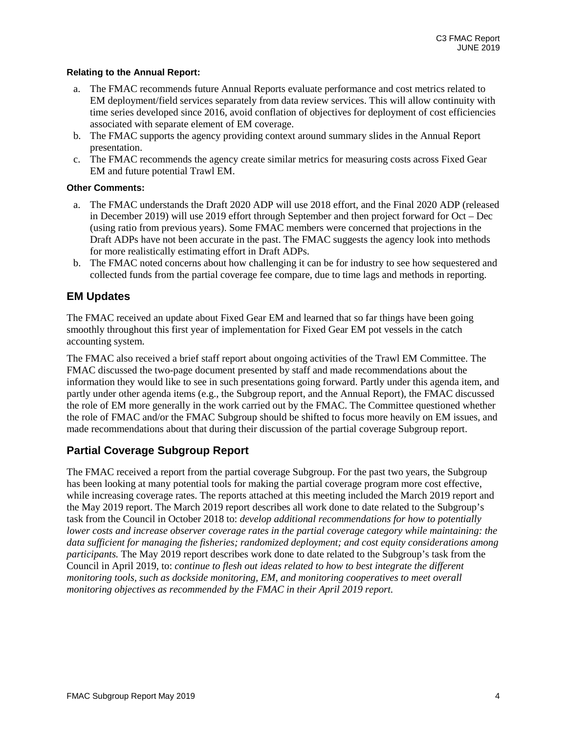**Relating to the Annual Report:**

a. The FMAC recommends future Annual Reports evaluate performance and cost metrics related to EM deployment/field services separately from data review services. This will allow continuity with time series developed since 2016, avoid conflation of objectives for deployment of cost efficiencies associated with separate element of EM coverage.
b. The FMAC supports the agency providing context around summary slides in the Annual Report presentation.
c. The FMAC recommends the agency create similar metrics for measuring costs across Fixed Gear EM and future potential Trawl EM.

**Other Comments:**

a. The FMAC understands the Draft 2020 ADP will use 2018 effort, and the Final 2020 ADP (released in December 2019) will use 2019 effort through September and then project forward for Oct – Dec (using ratio from previous years). Some FMAC members were concerned that projections in the Draft ADPs have not been accurate in the past. The FMAC suggests the agency look into methods for more realistically estimating effort in Draft ADPs.
b. The FMAC noted concerns about how challenging it can be for industry to see how sequestered and collected funds from the partial coverage fee compare, due to time lags and methods in reporting.

## EM Updates

The FMAC received an update about Fixed Gear EM and learned that so far things have been going smoothly throughout this first year of implementation for Fixed Gear EM pot vessels in the catch accounting system.

The FMAC also received a brief staff report about ongoing activities of the Trawl EM Committee. The FMAC discussed the two-page document presented by staff and made recommendations about the information they would like to see in such presentations going forward. Partly under this agenda item, and partly under other agenda items (e.g., the Subgroup report, and the Annual Report), the FMAC discussed the role of EM more generally in the work carried out by the FMAC. The Committee questioned whether the role of FMAC and/or the FMAC Subgroup should be shifted to focus more heavily on EM issues, and made recommendations about that during their discussion of the partial coverage Subgroup report.

## Partial Coverage Subgroup Report

The FMAC received a report from the partial coverage Subgroup. For the past two years, the Subgroup has been looking at many potential tools for making the partial coverage program more cost effective, while increasing coverage rates. The reports attached at this meeting included the March 2019 report and the May 2019 report. The March 2019 report describes all work done to date related to the Subgroup's task from the Council in October 2018 to: *develop additional recommendations for how to potentially lower costs and increase observer coverage rates in the partial coverage category while maintaining: the data sufficient for managing the fisheries; randomized deployment; and cost equity considerations among participants.* The May 2019 report describes work done to date related to the Subgroup's task from the Council in April 2019, to: *continue to flesh out ideas related to how to best integrate the different monitoring tools, such as dockside monitoring, EM, and monitoring cooperatives to meet overall monitoring objectives as recommended by the FMAC in their April 2019 report.*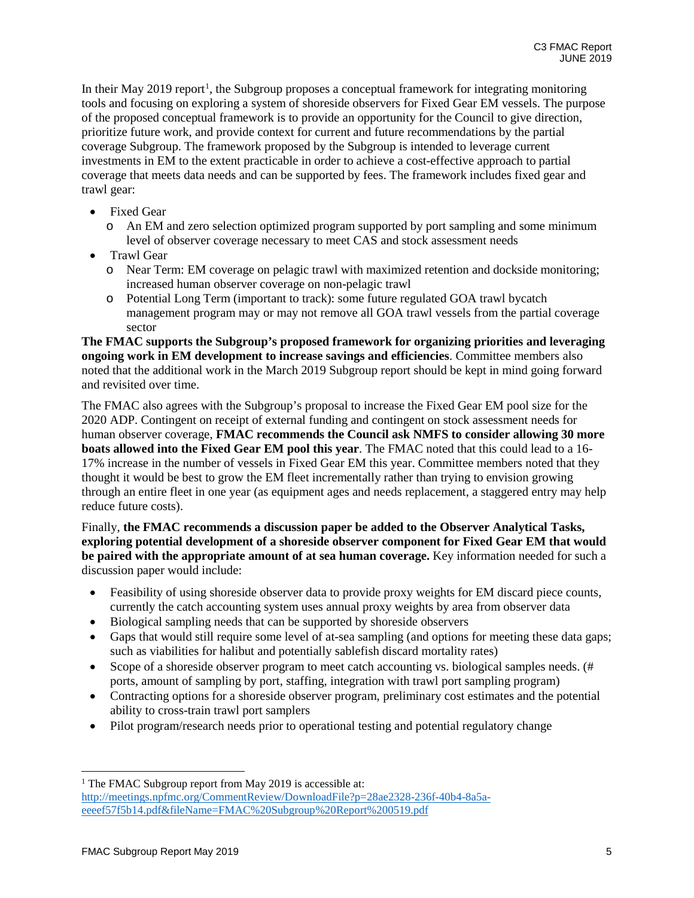In their May 2019 report[1], the Subgroup proposes a conceptual framework for integrating monitoring tools and focusing on exploring a system of shoreside observers for Fixed Gear EM vessels. The purpose of the proposed conceptual framework is to provide an opportunity for the Council to give direction, prioritize future work, and provide context for current and future recommendations by the partial coverage Subgroup. The framework proposed by the Subgroup is intended to leverage current investments in EM to the extent practicable in order to achieve a cost-effective approach to partial coverage that meets data needs and can be supported by fees. The framework includes fixed gear and trawl gear:

- Fixed Gear
  - An EM and zero selection optimized program supported by port sampling and some minimum level of observer coverage necessary to meet CAS and stock assessment needs
- Trawl Gear
  - Near Term: EM coverage on pelagic trawl with maximized retention and dockside monitoring; increased human observer coverage on non-pelagic trawl
  - Potential Long Term (important to track): some future regulated GOA trawl bycatch management program may or may not remove all GOA trawl vessels from the partial coverage sector

**The FMAC supports the Subgroup's proposed framework for organizing priorities and leveraging ongoing work in EM development to increase savings and efficiencies**. Committee members also noted that the additional work in the March 2019 Subgroup report should be kept in mind going forward and revisited over time.

The FMAC also agrees with the Subgroup's proposal to increase the Fixed Gear EM pool size for the 2020 ADP. Contingent on receipt of external funding and contingent on stock assessment needs for human observer coverage, **FMAC recommends the Council ask NMFS to consider allowing 30 more boats allowed into the Fixed Gear EM pool this year**. The FMAC noted that this could lead to a 16-17% increase in the number of vessels in Fixed Gear EM this year. Committee members noted that they thought it would be best to grow the EM fleet incrementally rather than trying to envision growing through an entire fleet in one year (as equipment ages and needs replacement, a staggered entry may help reduce future costs).

Finally, **the FMAC recommends a discussion paper be added to the Observer Analytical Tasks, exploring potential development of a shoreside observer component for Fixed Gear EM that would be paired with the appropriate amount of at sea human coverage.** Key information needed for such a discussion paper would include:

- Feasibility of using shoreside observer data to provide proxy weights for EM discard piece counts, currently the catch accounting system uses annual proxy weights by area from observer data
- Biological sampling needs that can be supported by shoreside observers
- Gaps that would still require some level of at-sea sampling (and options for meeting these data gaps; such as viabilities for halibut and potentially sablefish discard mortality rates)
- Scope of a shoreside observer program to meet catch accounting vs. biological samples needs. (# ports, amount of sampling by port, staffing, integration with trawl port sampling program)
- Contracting options for a shoreside observer program, preliminary cost estimates and the potential ability to cross-train trawl port samplers
- Pilot program/research needs prior to operational testing and potential regulatory change

[1] The FMAC Subgroup report from May 2019 is accessible at: http://meetings.npfmc.org/CommentReview/DownloadFile?p=28ae2328-236f-40b4-8a5a-eeeef57f5b14.pdf&fileName=FMAC%20Subgroup%20Report%200519.pdf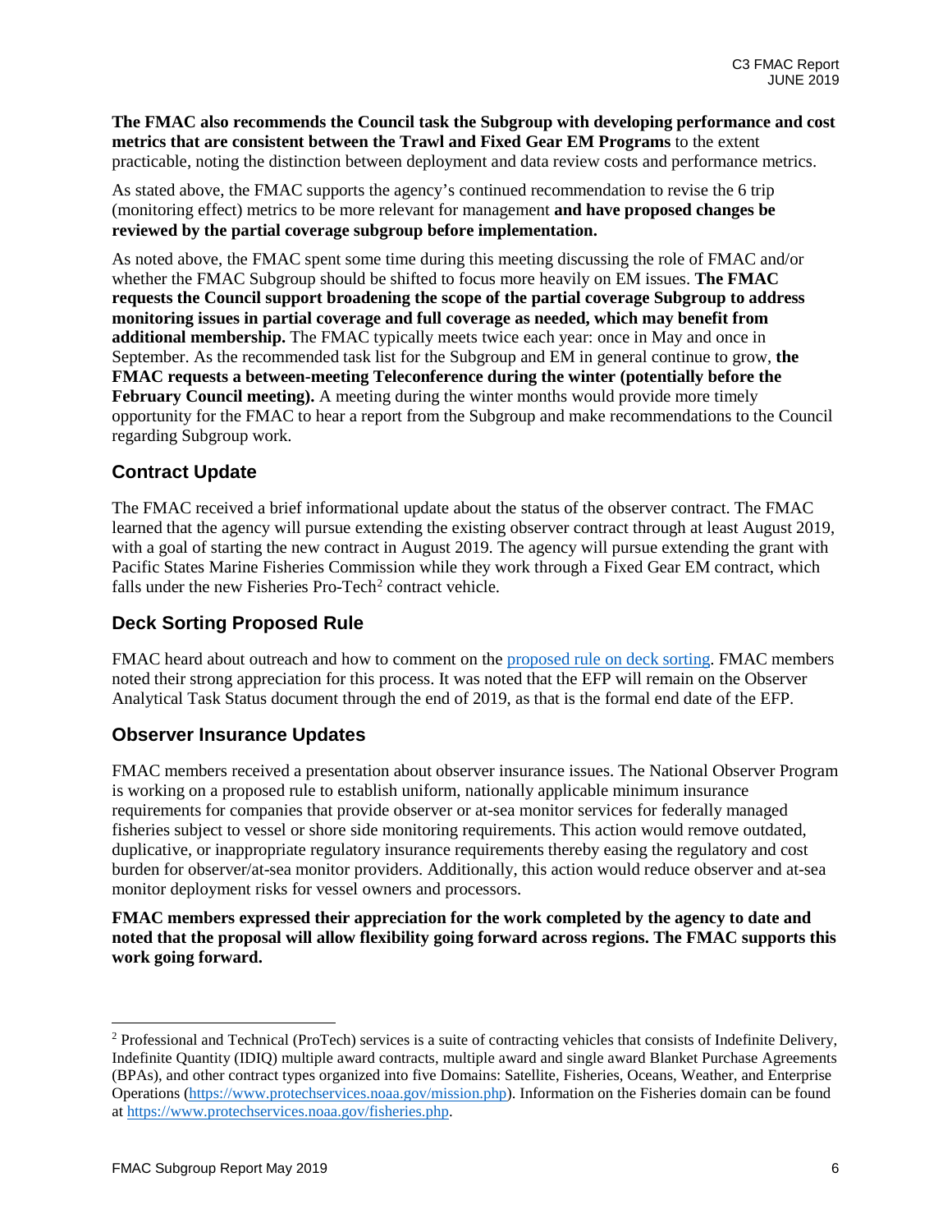**The FMAC also recommends the Council task the Subgroup with developing performance and cost metrics that are consistent between the Trawl and Fixed Gear EM Programs** to the extent practicable, noting the distinction between deployment and data review costs and performance metrics.

As stated above, the FMAC supports the agency's continued recommendation to revise the 6 trip (monitoring effect) metrics to be more relevant for management **and have proposed changes be reviewed by the partial coverage subgroup before implementation.**

As noted above, the FMAC spent some time during this meeting discussing the role of FMAC and/or whether the FMAC Subgroup should be shifted to focus more heavily on EM issues. **The FMAC requests the Council support broadening the scope of the partial coverage Subgroup to address monitoring issues in partial coverage and full coverage as needed, which may benefit from additional membership.** The FMAC typically meets twice each year: once in May and once in September. As the recommended task list for the Subgroup and EM in general continue to grow, **the FMAC requests a between-meeting Teleconference during the winter (potentially before the February Council meeting).** A meeting during the winter months would provide more timely opportunity for the FMAC to hear a report from the Subgroup and make recommendations to the Council regarding Subgroup work.

## Contract Update

The FMAC received a brief informational update about the status of the observer contract. The FMAC learned that the agency will pursue extending the existing observer contract through at least August 2019, with a goal of starting the new contract in August 2019. The agency will pursue extending the grant with Pacific States Marine Fisheries Commission while they work through a Fixed Gear EM contract, which falls under the new Fisheries Pro-Tech[2] contract vehicle.

## Deck Sorting Proposed Rule

FMAC heard about outreach and how to comment on the proposed rule on deck sorting. FMAC members noted their strong appreciation for this process. It was noted that the EFP will remain on the Observer Analytical Task Status document through the end of 2019, as that is the formal end date of the EFP.

## Observer Insurance Updates

FMAC members received a presentation about observer insurance issues. The National Observer Program is working on a proposed rule to establish uniform, nationally applicable minimum insurance requirements for companies that provide observer or at-sea monitor services for federally managed fisheries subject to vessel or shore side monitoring requirements. This action would remove outdated, duplicative, or inappropriate regulatory insurance requirements thereby easing the regulatory and cost burden for observer/at-sea monitor providers. Additionally, this action would reduce observer and at-sea monitor deployment risks for vessel owners and processors.

**FMAC members expressed their appreciation for the work completed by the agency to date and noted that the proposal will allow flexibility going forward across regions. The FMAC supports this work going forward.**

---

[2] Professional and Technical (ProTech) services is a suite of contracting vehicles that consists of Indefinite Delivery, Indefinite Quantity (IDIQ) multiple award contracts, multiple award and single award Blanket Purchase Agreements (BPAs), and other contract types organized into five Domains: Satellite, Fisheries, Oceans, Weather, and Enterprise Operations (https://www.protechservices.noaa.gov/mission.php). Information on the Fisheries domain can be found at https://www.protechservices.noaa.gov/fisheries.php.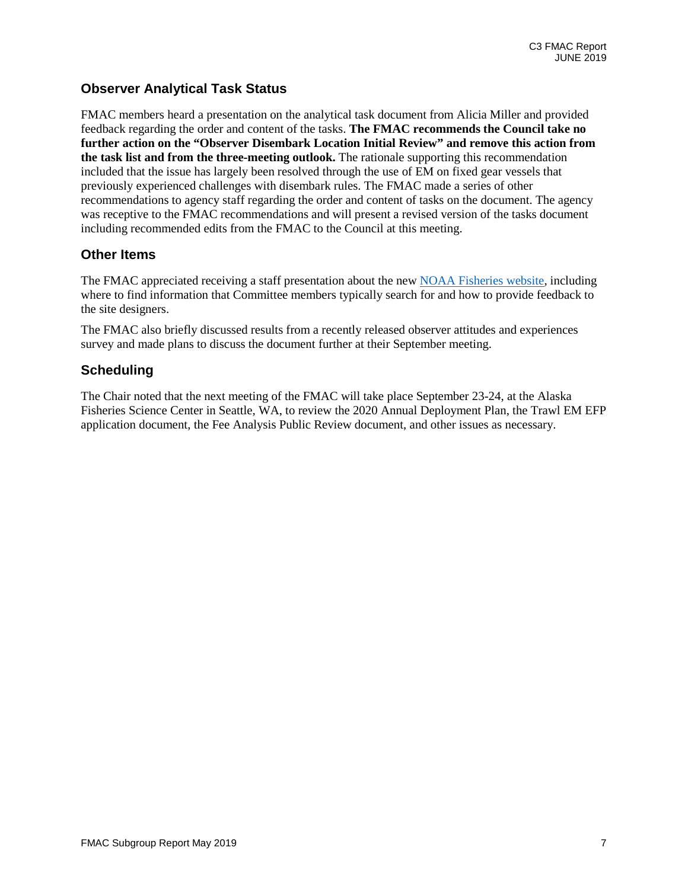## Observer Analytical Task Status

FMAC members heard a presentation on the analytical task document from Alicia Miller and provided feedback regarding the order and content of the tasks. **The FMAC recommends the Council take no further action on the "Observer Disembark Location Initial Review" and remove this action from the task list and from the three-meeting outlook.** The rationale supporting this recommendation included that the issue has largely been resolved through the use of EM on fixed gear vessels that previously experienced challenges with disembark rules. The FMAC made a series of other recommendations to agency staff regarding the order and content of tasks on the document. The agency was receptive to the FMAC recommendations and will present a revised version of the tasks document including recommended edits from the FMAC to the Council at this meeting.

## Other Items

The FMAC appreciated receiving a staff presentation about the new NOAA Fisheries website, including where to find information that Committee members typically search for and how to provide feedback to the site designers.

The FMAC also briefly discussed results from a recently released observer attitudes and experiences survey and made plans to discuss the document further at their September meeting.

## Scheduling

The Chair noted that the next meeting of the FMAC will take place September 23-24, at the Alaska Fisheries Science Center in Seattle, WA, to review the 2020 Annual Deployment Plan, the Trawl EM EFP application document, the Fee Analysis Public Review document, and other issues as necessary.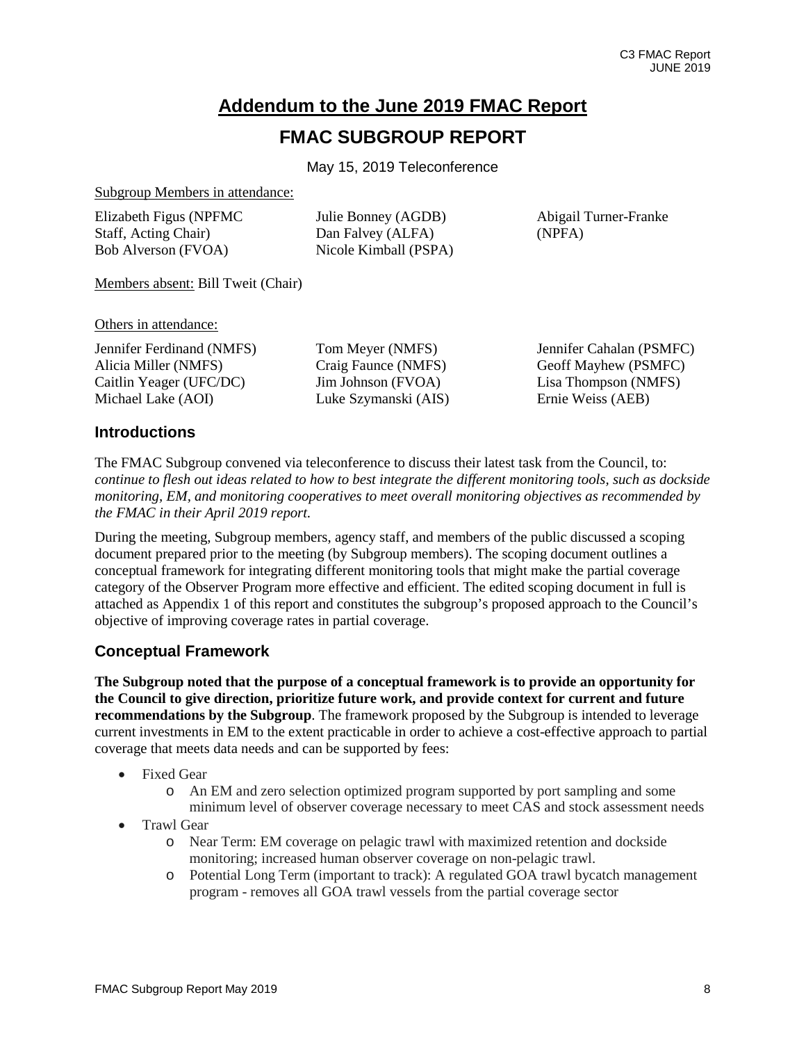# Addendum to the June 2019 FMAC Report

# FMAC SUBGROUP REPORT

May 15, 2019 Teleconference

Subgroup Members in attendance:

Elizabeth Figus (NPFMC Staff, Acting Chair)
Bob Alverson (FVOA)
Julie Bonney (AGDB)
Dan Falvey (ALFA)
Nicole Kimball (PSPA)
Abigail Turner-Franke (NPFA)

Members absent: Bill Tweit (Chair)

Others in attendance:

Jennifer Ferdinand (NMFS)
Alicia Miller (NMFS)
Caitlin Yeager (UFC/DC)
Michael Lake (AOI)
Tom Meyer (NMFS)
Craig Faunce (NMFS)
Jim Johnson (FVOA)
Luke Szymanski (AIS)
Jennifer Cahalan (PSMFC)
Geoff Mayhew (PSMFC)
Lisa Thompson (NMFS)
Ernie Weiss (AEB)

## Introductions

The FMAC Subgroup convened via teleconference to discuss their latest task from the Council, to: *continue to flesh out ideas related to how to best integrate the different monitoring tools, such as dockside monitoring, EM, and monitoring cooperatives to meet overall monitoring objectives as recommended by the FMAC in their April 2019 report.*

During the meeting, Subgroup members, agency staff, and members of the public discussed a scoping document prepared prior to the meeting (by Subgroup members). The scoping document outlines a conceptual framework for integrating different monitoring tools that might make the partial coverage category of the Observer Program more effective and efficient. The edited scoping document in full is attached as Appendix 1 of this report and constitutes the subgroup's proposed approach to the Council's objective of improving coverage rates in partial coverage.

## Conceptual Framework

**The Subgroup noted that the purpose of a conceptual framework is to provide an opportunity for the Council to give direction, prioritize future work, and provide context for current and future recommendations by the Subgroup**. The framework proposed by the Subgroup is intended to leverage current investments in EM to the extent practicable in order to achieve a cost-effective approach to partial coverage that meets data needs and can be supported by fees:

- Fixed Gear
  - An EM and zero selection optimized program supported by port sampling and some minimum level of observer coverage necessary to meet CAS and stock assessment needs
- Trawl Gear
  - Near Term: EM coverage on pelagic trawl with maximized retention and dockside monitoring; increased human observer coverage on non-pelagic trawl.
  - Potential Long Term (important to track): A regulated GOA trawl bycatch management program - removes all GOA trawl vessels from the partial coverage sector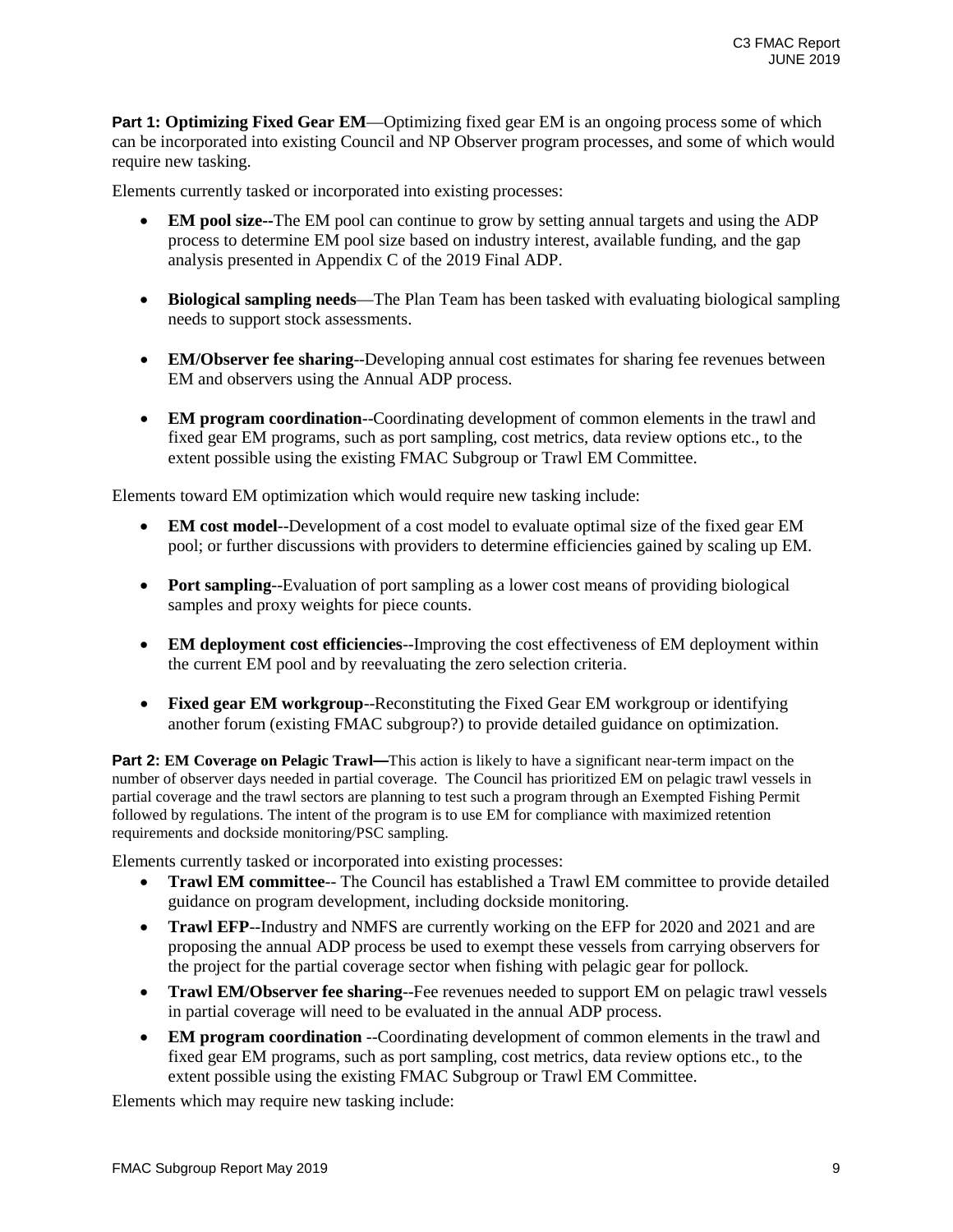**Part 1: Optimizing Fixed Gear EM**—Optimizing fixed gear EM is an ongoing process some of which can be incorporated into existing Council and NP Observer program processes, and some of which would require new tasking.

Elements currently tasked or incorporated into existing processes:

- **EM pool size--**The EM pool can continue to grow by setting annual targets and using the ADP process to determine EM pool size based on industry interest, available funding, and the gap analysis presented in Appendix C of the 2019 Final ADP.
- **Biological sampling needs**—The Plan Team has been tasked with evaluating biological sampling needs to support stock assessments.
- **EM/Observer fee sharing**--Developing annual cost estimates for sharing fee revenues between EM and observers using the Annual ADP process.
- **EM program coordination**--Coordinating development of common elements in the trawl and fixed gear EM programs, such as port sampling, cost metrics, data review options etc., to the extent possible using the existing FMAC Subgroup or Trawl EM Committee.

Elements toward EM optimization which would require new tasking include:

- **EM cost model**--Development of a cost model to evaluate optimal size of the fixed gear EM pool; or further discussions with providers to determine efficiencies gained by scaling up EM.
- **Port sampling**--Evaluation of port sampling as a lower cost means of providing biological samples and proxy weights for piece counts.
- **EM deployment cost efficiencies**--Improving the cost effectiveness of EM deployment within the current EM pool and by reevaluating the zero selection criteria.
- **Fixed gear EM workgroup**--Reconstituting the Fixed Gear EM workgroup or identifying another forum (existing FMAC subgroup?) to provide detailed guidance on optimization.

**Part 2: EM Coverage on Pelagic Trawl—**This action is likely to have a significant near-term impact on the number of observer days needed in partial coverage. The Council has prioritized EM on pelagic trawl vessels in partial coverage and the trawl sectors are planning to test such a program through an Exempted Fishing Permit followed by regulations. The intent of the program is to use EM for compliance with maximized retention requirements and dockside monitoring/PSC sampling.

Elements currently tasked or incorporated into existing processes:

- **Trawl EM committee**-- The Council has established a Trawl EM committee to provide detailed guidance on program development, including dockside monitoring.
- **Trawl EFP**--Industry and NMFS are currently working on the EFP for 2020 and 2021 and are proposing the annual ADP process be used to exempt these vessels from carrying observers for the project for the partial coverage sector when fishing with pelagic gear for pollock.
- **Trawl EM/Observer fee sharing**--Fee revenues needed to support EM on pelagic trawl vessels in partial coverage will need to be evaluated in the annual ADP process.
- **EM program coordination** --Coordinating development of common elements in the trawl and fixed gear EM programs, such as port sampling, cost metrics, data review options etc., to the extent possible using the existing FMAC Subgroup or Trawl EM Committee.

Elements which may require new tasking include: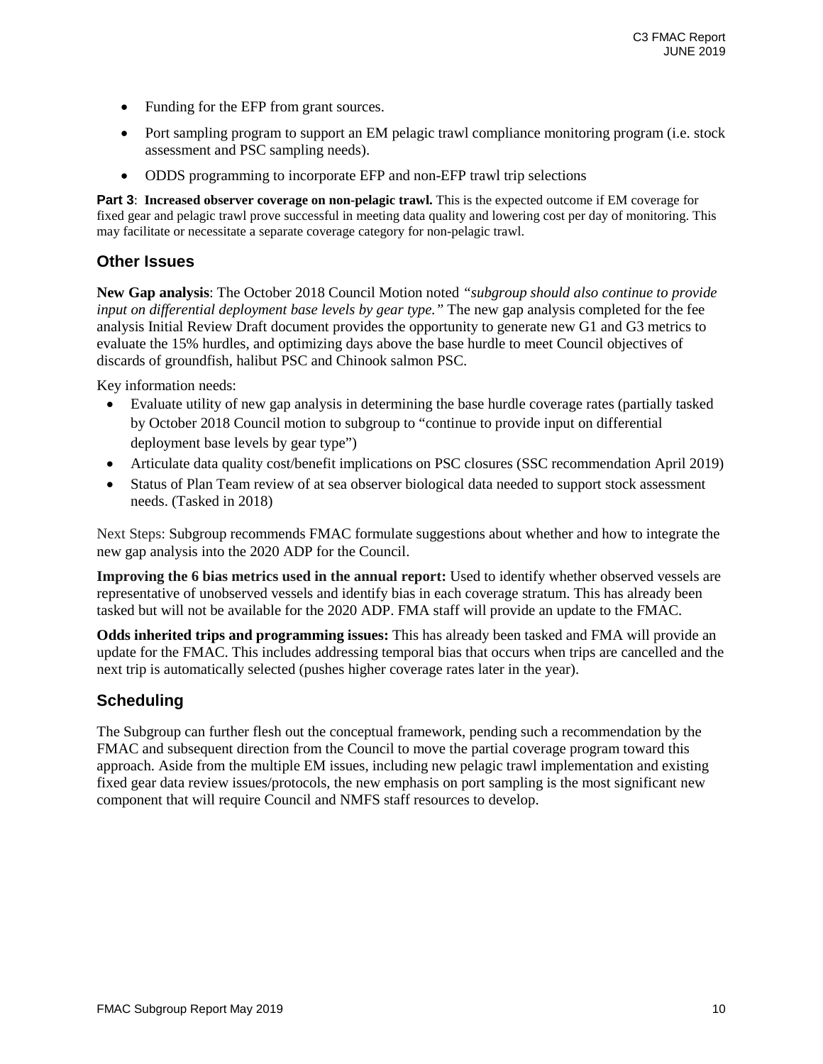- Funding for the EFP from grant sources.
- Port sampling program to support an EM pelagic trawl compliance monitoring program (i.e. stock assessment and PSC sampling needs).
- ODDS programming to incorporate EFP and non-EFP trawl trip selections

**Part 3**: **Increased observer coverage on non-pelagic trawl.** This is the expected outcome if EM coverage for fixed gear and pelagic trawl prove successful in meeting data quality and lowering cost per day of monitoring. This may facilitate or necessitate a separate coverage category for non-pelagic trawl.

## Other Issues

**New Gap analysis**: The October 2018 Council Motion noted *"subgroup should also continue to provide input on differential deployment base levels by gear type."* The new gap analysis completed for the fee analysis Initial Review Draft document provides the opportunity to generate new G1 and G3 metrics to evaluate the 15% hurdles, and optimizing days above the base hurdle to meet Council objectives of discards of groundfish, halibut PSC and Chinook salmon PSC.

Key information needs:

- Evaluate utility of new gap analysis in determining the base hurdle coverage rates (partially tasked by October 2018 Council motion to subgroup to "continue to provide input on differential deployment base levels by gear type")
- Articulate data quality cost/benefit implications on PSC closures (SSC recommendation April 2019)
- Status of Plan Team review of at sea observer biological data needed to support stock assessment needs. (Tasked in 2018)

Next Steps: Subgroup recommends FMAC formulate suggestions about whether and how to integrate the new gap analysis into the 2020 ADP for the Council.

**Improving the 6 bias metrics used in the annual report:** Used to identify whether observed vessels are representative of unobserved vessels and identify bias in each coverage stratum. This has already been tasked but will not be available for the 2020 ADP. FMA staff will provide an update to the FMAC.

**Odds inherited trips and programming issues:** This has already been tasked and FMA will provide an update for the FMAC. This includes addressing temporal bias that occurs when trips are cancelled and the next trip is automatically selected (pushes higher coverage rates later in the year).

## Scheduling

The Subgroup can further flesh out the conceptual framework, pending such a recommendation by the FMAC and subsequent direction from the Council to move the partial coverage program toward this approach. Aside from the multiple EM issues, including new pelagic trawl implementation and existing fixed gear data review issues/protocols, the new emphasis on port sampling is the most significant new component that will require Council and NMFS staff resources to develop.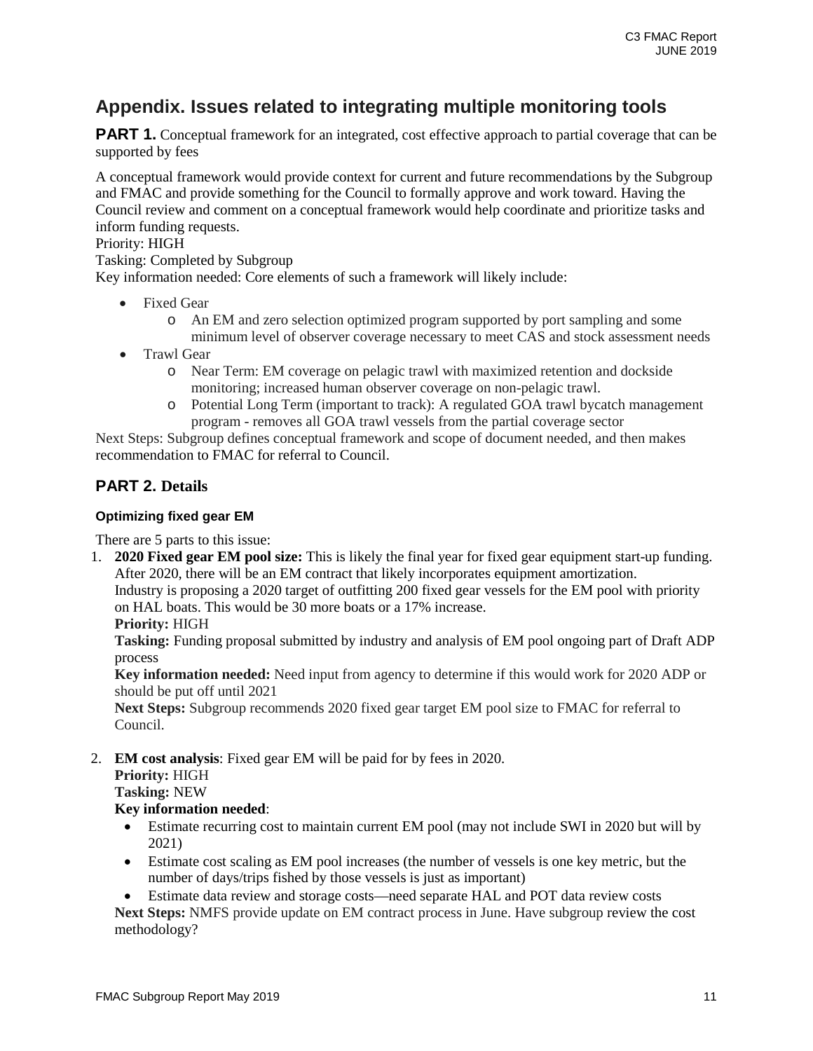# Appendix. Issues related to integrating multiple monitoring tools

**PART 1.** Conceptual framework for an integrated, cost effective approach to partial coverage that can be supported by fees

A conceptual framework would provide context for current and future recommendations by the Subgroup and FMAC and provide something for the Council to formally approve and work toward. Having the Council review and comment on a conceptual framework would help coordinate and prioritize tasks and inform funding requests.
Priority: HIGH
Tasking: Completed by Subgroup
Key information needed: Core elements of such a framework will likely include:

- Fixed Gear
  - An EM and zero selection optimized program supported by port sampling and some minimum level of observer coverage necessary to meet CAS and stock assessment needs
- Trawl Gear
  - Near Term: EM coverage on pelagic trawl with maximized retention and dockside monitoring; increased human observer coverage on non-pelagic trawl.
  - Potential Long Term (important to track): A regulated GOA trawl bycatch management program - removes all GOA trawl vessels from the partial coverage sector

Next Steps: Subgroup defines conceptual framework and scope of document needed, and then makes recommendation to FMAC for referral to Council.

## PART 2. Details

### Optimizing fixed gear EM

There are 5 parts to this issue:

1. **2020 Fixed gear EM pool size:** This is likely the final year for fixed gear equipment start-up funding. After 2020, there will be an EM contract that likely incorporates equipment amortization.
   Industry is proposing a 2020 target of outfitting 200 fixed gear vessels for the EM pool with priority on HAL boats. This would be 30 more boats or a 17% increase.
   **Priority:** HIGH
   **Tasking:** Funding proposal submitted by industry and analysis of EM pool ongoing part of Draft ADP process
   **Key information needed:** Need input from agency to determine if this would work for 2020 ADP or should be put off until 2021
   **Next Steps:** Subgroup recommends 2020 fixed gear target EM pool size to FMAC for referral to Council.

2. **EM cost analysis**: Fixed gear EM will be paid for by fees in 2020.
   **Priority:** HIGH
   **Tasking:** NEW
   **Key information needed**:
   - Estimate recurring cost to maintain current EM pool (may not include SWI in 2020 but will by 2021)
   - Estimate cost scaling as EM pool increases (the number of vessels is one key metric, but the number of days/trips fished by those vessels is just as important)
   - Estimate data review and storage costs—need separate HAL and POT data review costs

   **Next Steps:** NMFS provide update on EM contract process in June. Have subgroup review the cost methodology?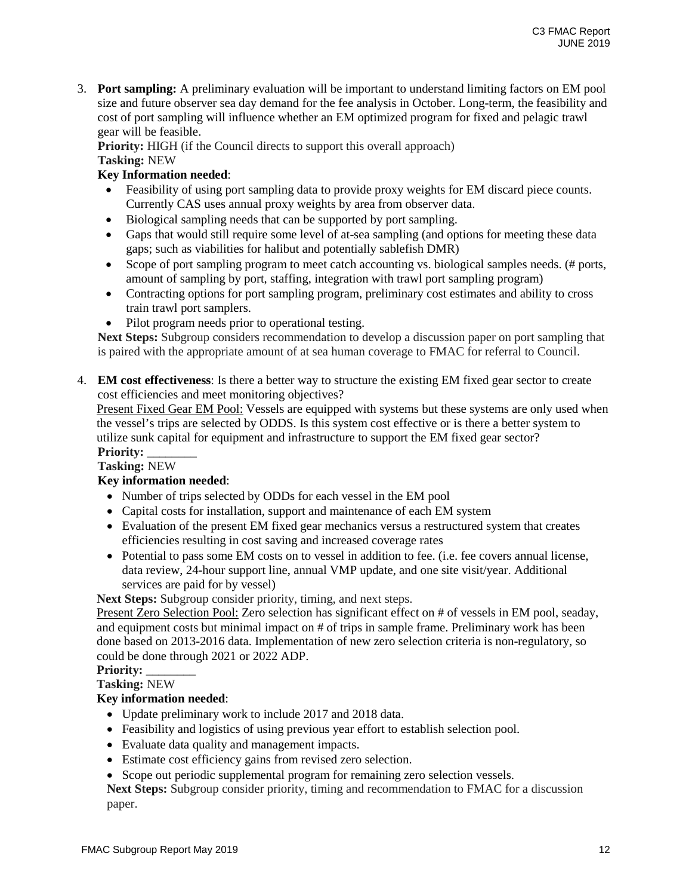3. **Port sampling:** A preliminary evaluation will be important to understand limiting factors on EM pool size and future observer sea day demand for the fee analysis in October. Long-term, the feasibility and cost of port sampling will influence whether an EM optimized program for fixed and pelagic trawl gear will be feasible.
   **Priority:** HIGH (if the Council directs to support this overall approach)
   **Tasking:** NEW
   **Key Information needed**:
   - Feasibility of using port sampling data to provide proxy weights for EM discard piece counts. Currently CAS uses annual proxy weights by area from observer data.
   - Biological sampling needs that can be supported by port sampling.
   - Gaps that would still require some level of at-sea sampling (and options for meeting these data gaps; such as viabilities for halibut and potentially sablefish DMR)
   - Scope of port sampling program to meet catch accounting vs. biological samples needs. (# ports, amount of sampling by port, staffing, integration with trawl port sampling program)
   - Contracting options for port sampling program, preliminary cost estimates and ability to cross train trawl port samplers.
   - Pilot program needs prior to operational testing.

   **Next Steps:** Subgroup considers recommendation to develop a discussion paper on port sampling that is paired with the appropriate amount of at sea human coverage to FMAC for referral to Council.

4. **EM cost effectiveness**: Is there a better way to structure the existing EM fixed gear sector to create cost efficiencies and meet monitoring objectives?
   Present Fixed Gear EM Pool: Vessels are equipped with systems but these systems are only used when the vessel's trips are selected by ODDS. Is this system cost effective or is there a better system to utilize sunk capital for equipment and infrastructure to support the EM fixed gear sector?
   **Priority:** ________
   **Tasking:** NEW
   **Key information needed**:
   - Number of trips selected by ODDs for each vessel in the EM pool
   - Capital costs for installation, support and maintenance of each EM system
   - Evaluation of the present EM fixed gear mechanics versus a restructured system that creates efficiencies resulting in cost saving and increased coverage rates
   - Potential to pass some EM costs on to vessel in addition to fee. (i.e. fee covers annual license, data review, 24-hour support line, annual VMP update, and one site visit/year. Additional services are paid for by vessel)

   **Next Steps:** Subgroup consider priority, timing, and next steps.
   Present Zero Selection Pool: Zero selection has significant effect on # of vessels in EM pool, seaday, and equipment costs but minimal impact on # of trips in sample frame. Preliminary work has been done based on 2013-2016 data. Implementation of new zero selection criteria is non-regulatory, so could be done through 2021 or 2022 ADP.
   **Priority:** ________
   **Tasking:** NEW
   **Key information needed**:
   - Update preliminary work to include 2017 and 2018 data.
   - Feasibility and logistics of using previous year effort to establish selection pool.
   - Evaluate data quality and management impacts.
   - Estimate cost efficiency gains from revised zero selection.
   - Scope out periodic supplemental program for remaining zero selection vessels.

   **Next Steps:** Subgroup consider priority, timing and recommendation to FMAC for a discussion paper.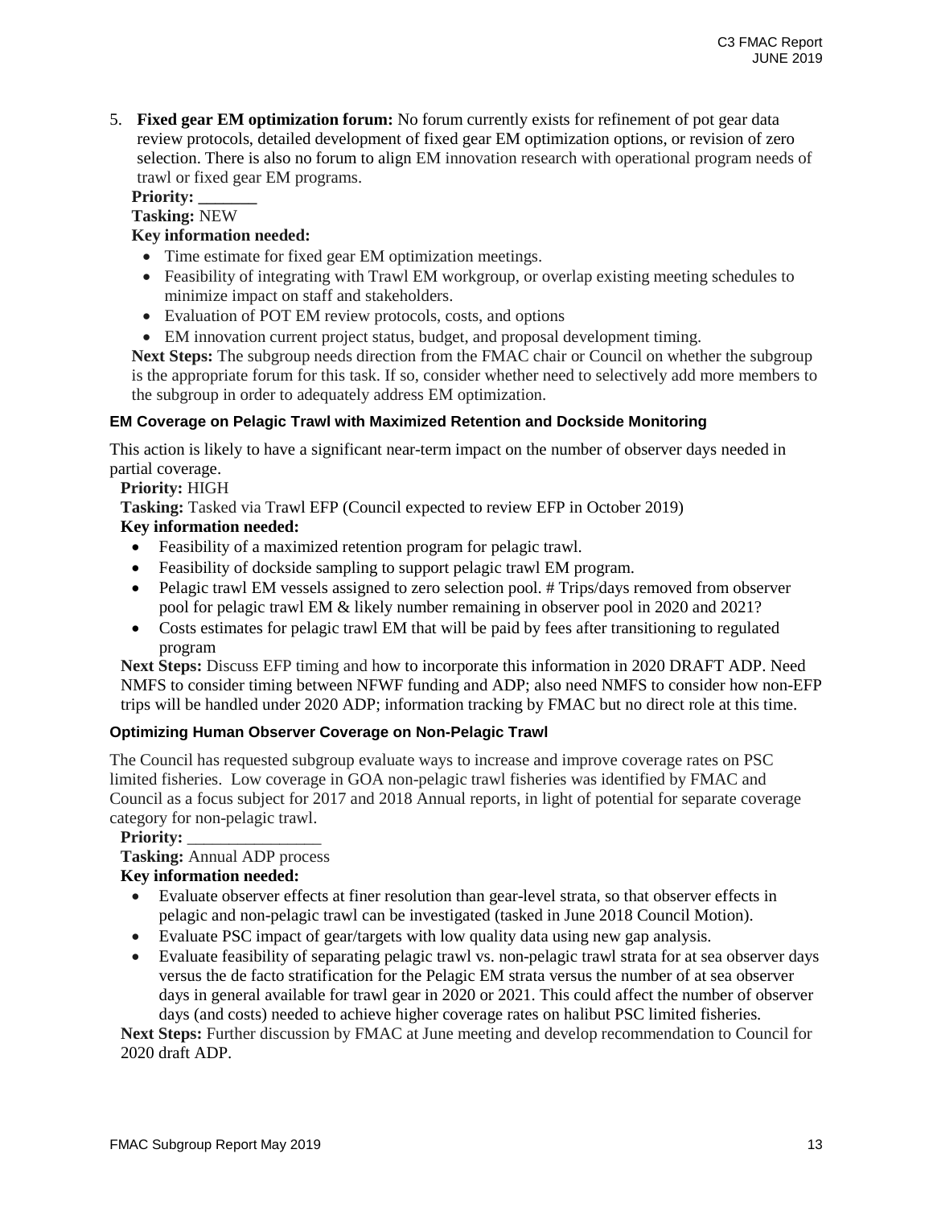5. **Fixed gear EM optimization forum:** No forum currently exists for refinement of pot gear data review protocols, detailed development of fixed gear EM optimization options, or revision of zero selection. There is also no forum to align EM innovation research with operational program needs of trawl or fixed gear EM programs.

   **Priority:** _______

   **Tasking:** NEW

   **Key information needed:**

   - Time estimate for fixed gear EM optimization meetings.
   - Feasibility of integrating with Trawl EM workgroup, or overlap existing meeting schedules to minimize impact on staff and stakeholders.
   - Evaluation of POT EM review protocols, costs, and options
   - EM innovation current project status, budget, and proposal development timing.

   **Next Steps:** The subgroup needs direction from the FMAC chair or Council on whether the subgroup is the appropriate forum for this task. If so, consider whether need to selectively add more members to the subgroup in order to adequately address EM optimization.

#### EM Coverage on Pelagic Trawl with Maximized Retention and Dockside Monitoring

This action is likely to have a significant near-term impact on the number of observer days needed in partial coverage.

**Priority:** HIGH

**Tasking:** Tasked via Trawl EFP (Council expected to review EFP in October 2019)

**Key information needed:**

- Feasibility of a maximized retention program for pelagic trawl.
- Feasibility of dockside sampling to support pelagic trawl EM program.
- Pelagic trawl EM vessels assigned to zero selection pool. # Trips/days removed from observer pool for pelagic trawl EM & likely number remaining in observer pool in 2020 and 2021?
- Costs estimates for pelagic trawl EM that will be paid by fees after transitioning to regulated program

**Next Steps:** Discuss EFP timing and how to incorporate this information in 2020 DRAFT ADP. Need NMFS to consider timing between NFWF funding and ADP; also need NMFS to consider how non-EFP trips will be handled under 2020 ADP; information tracking by FMAC but no direct role at this time.

#### Optimizing Human Observer Coverage on Non-Pelagic Trawl

The Council has requested subgroup evaluate ways to increase and improve coverage rates on PSC limited fisheries. Low coverage in GOA non-pelagic trawl fisheries was identified by FMAC and Council as a focus subject for 2017 and 2018 Annual reports, in light of potential for separate coverage category for non-pelagic trawl.

**Priority:** _______________

**Tasking:** Annual ADP process

**Key information needed:**

- Evaluate observer effects at finer resolution than gear-level strata, so that observer effects in pelagic and non-pelagic trawl can be investigated (tasked in June 2018 Council Motion).
- Evaluate PSC impact of gear/targets with low quality data using new gap analysis.
- Evaluate feasibility of separating pelagic trawl vs. non-pelagic trawl strata for at sea observer days versus the de facto stratification for the Pelagic EM strata versus the number of at sea observer days in general available for trawl gear in 2020 or 2021. This could affect the number of observer days (and costs) needed to achieve higher coverage rates on halibut PSC limited fisheries.

**Next Steps:** Further discussion by FMAC at June meeting and develop recommendation to Council for 2020 draft ADP.